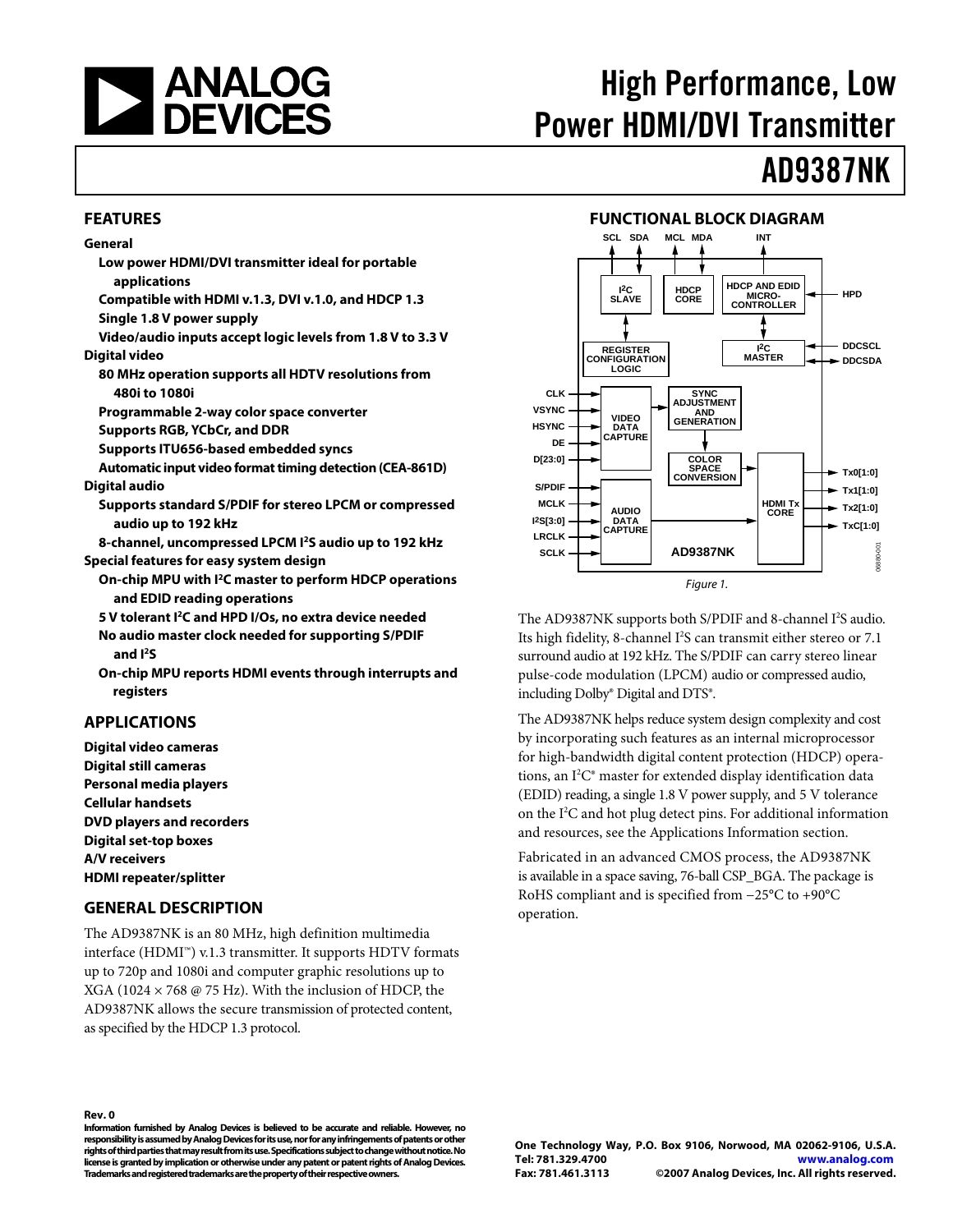# High Performance, Low Power HDMI/DVI Transmitter

# AD9387NK

## FEATURES

**General**

- **Low power HDMI/DVI transmitter ideal for portable applications**
- **Compatible with HDMI v.1.3, DVI v.1.0, and HDCP 1.3**
- **Single 1.8 V power supply**
- **Video/audio inputs accept logic levels from 1.8 V to 3.3 V**

**Digital video**

- **80 MHz operation supports all HDTV resolutions from 480i to 1080i**
- **Programmable 2-way color space converter**
- **Supports RGB, YCbCr, and DDR**
- **Supports ITU656-based embedded syncs**
- **Automatic input video format timing detection (CEA-861D)**

**Digital audio**

- **Supports standard S/PDIF for stereo LPCM or compressed audio up to 192 kHz**
- **8-channel, uncompressed LPCM I²S audio up to 192 kHz**

**Special features for easy system design**

- **On-chip MPU with I²C master to perform HDCP operations and EDID reading operations**
- **5 V tolerant I²C and HPD I/Os, no extra device needed**
- **No audio master clock needed for supporting S/PDIF and I²S**
- **On-chip MPU reports HDMI events through interrupts and registers**

## APPLICATIONS

**Digital video cameras**
**Digital still cameras**
**Personal media players**
**Cellular handsets**
**DVD players and recorders**
**Digital set-top boxes**
**A/V receivers**
**HDMI repeater/splitter**

## GENERAL DESCRIPTION

The AD9387NK is an 80 MHz, high definition multimedia interface (HDMI™) v.1.3 transmitter. It supports HDTV formats up to 720p and 1080i and computer graphic resolutions up to XGA (1024 × 768 @ 75 Hz). With the inclusion of HDCP, the AD9387NK allows the secure transmission of protected content, as specified by the HDCP 1.3 protocol.

## FUNCTIONAL BLOCK DIAGRAM

Figure 1.

The AD9387NK supports both S/PDIF and 8-channel I²S audio. Its high fidelity, 8-channel I²S can transmit either stereo or 7.1 surround audio at 192 kHz. The S/PDIF can carry stereo linear pulse-code modulation (LPCM) audio or compressed audio, including Dolby® Digital and DTS®.

The AD9387NK helps reduce system design complexity and cost by incorporating such features as an internal microprocessor for high-bandwidth digital content protection (HDCP) operations, an I²C® master for extended display identification data (EDID) reading, a single 1.8 V power supply, and 5 V tolerance on the I²C and hot plug detect pins. For additional information and resources, see the Applications Information section.

Fabricated in an advanced CMOS process, the AD9387NK is available in a space saving, 76-ball CSP_BGA. The package is RoHS compliant and is specified from −25°C to +90°C operation.

**Rev. 0**

**Information furnished by Analog Devices is believed to be accurate and reliable. However, no responsibility is assumed by Analog Devices for its use, nor for any infringements of patents or other rights of third parties that may result from its use. Specifications subject to change without notice. No license is granted by implication or otherwise under any patent or patent rights of Analog Devices. Trademarks and registered trademarks are the property of their respective owners.**

**One Technology Way, P.O. Box 9106, Norwood, MA 02062-9106, U.S.A.**
**Tel: 781.329.4700 www.analog.com**
**Fax: 781.461.3113 ©2007 Analog Devices, Inc. All rights reserved.**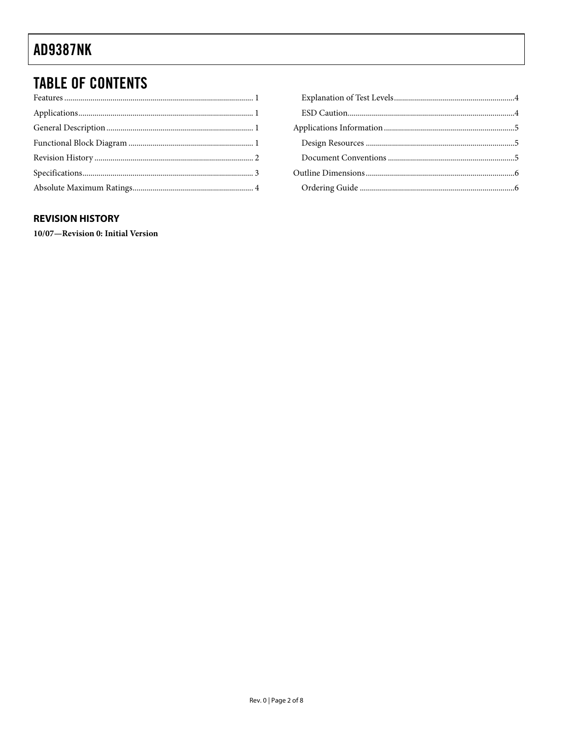## TABLE OF CONTENTS

Features ... 1
Applications ... 1
General Description ... 1
Functional Block Diagram ... 1
Revision History ... 2
Specifications ... 3
Absolute Maximum Ratings ... 4
  Explanation of Test Levels ... 4
  ESD Caution ... 4
Applications Information ... 5
  Design Resources ... 5
  Document Conventions ... 5
Outline Dimensions ... 6
  Ordering Guide ... 6

### REVISION HISTORY

**10/07—Revision 0: Initial Version**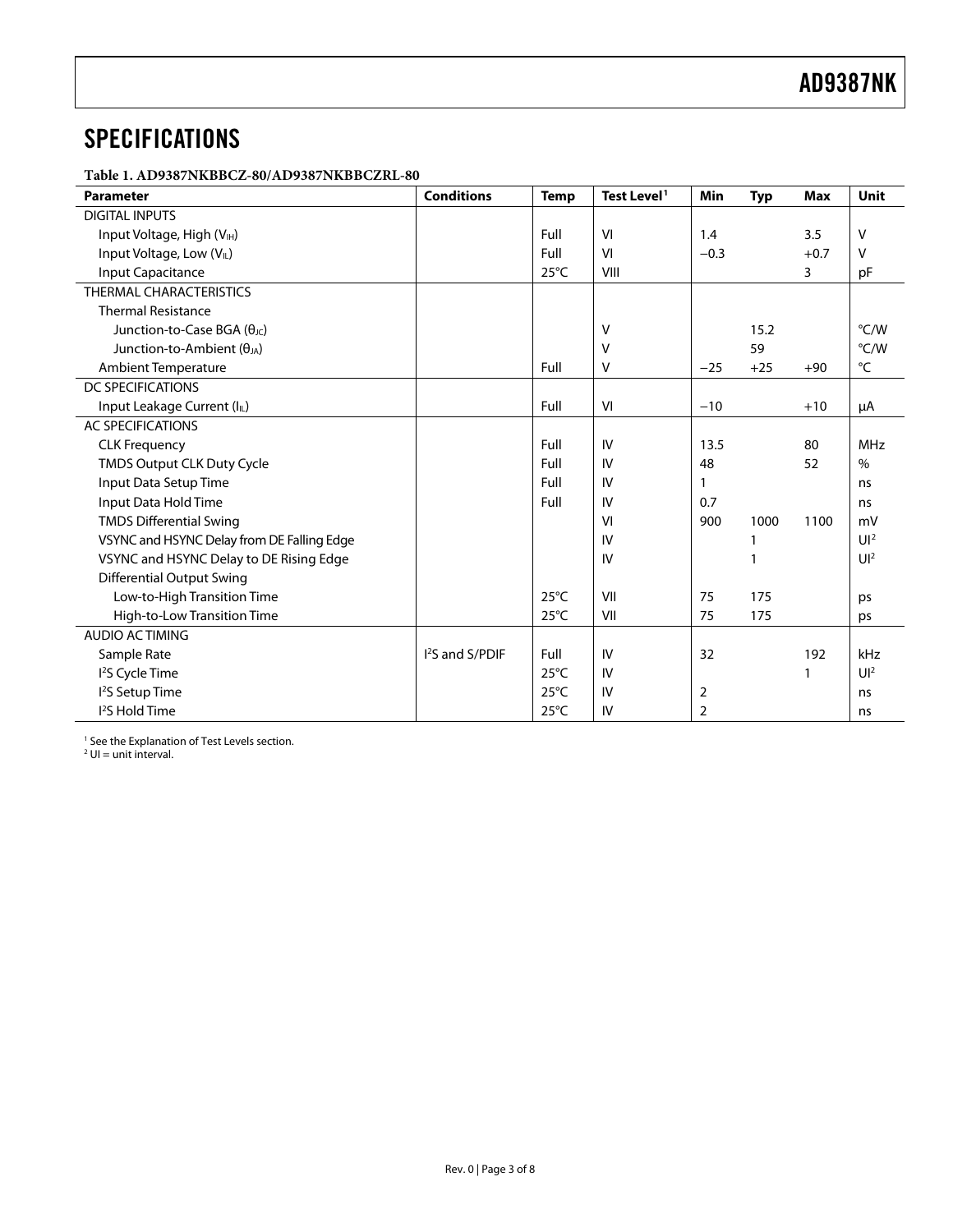# SPECIFICATIONS

**Table 1. AD9387NKBBCZ-80/AD9387NKBBCZRL-80**

| Parameter | Conditions | Temp | Test Level[1] | Min | Typ | Max | Unit |
|---|---|---|---|---|---|---|---|
| DIGITAL INPUTS | | | | | | | |
| Input Voltage, High ($V_{IH}$) | | Full | VI | 1.4 | | 3.5 | V |
| Input Voltage, Low ($V_{IL}$) | | Full | VI | −0.3 | | +0.7 | V |
| Input Capacitance | | 25°C | VIII | | | 3 | pF |
| THERMAL CHARACTERISTICS | | | | | | | |
| Thermal Resistance | | | | | | | |
| Junction-to-Case BGA ($\theta_{JC}$) | | | V | | 15.2 | | °C/W |
| Junction-to-Ambient ($\theta_{JA}$) | | | V | | 59 | | °C/W |
| Ambient Temperature | | Full | V | −25 | +25 | +90 | °C |
| DC SPECIFICATIONS | | | | | | | |
| Input Leakage Current ($I_{IL}$) | | Full | VI | −10 | | +10 | μA |
| AC SPECIFICATIONS | | | | | | | |
| CLK Frequency | | Full | IV | 13.5 | | 80 | MHz |
| TMDS Output CLK Duty Cycle | | Full | IV | 48 | | 52 | % |
| Input Data Setup Time | | Full | IV | 1 | | | ns |
| Input Data Hold Time | | Full | IV | 0.7 | | | ns |
| TMDS Differential Swing | | | VI | 900 | 1000 | 1100 | mV |
| VSYNC and HSYNC Delay from DE Falling Edge | | | IV | | 1 | | UI[2] |
| VSYNC and HSYNC Delay to DE Rising Edge | | | IV | | 1 | | UI[2] |
| Differential Output Swing | | | | | | | |
| Low-to-High Transition Time | | 25°C | VII | 75 | 175 | | ps |
| High-to-Low Transition Time | | 25°C | VII | 75 | 175 | | ps |
| AUDIO AC TIMING | | | | | | | |
| Sample Rate | $I^2S$ and S/PDIF | Full | IV | 32 | | 192 | kHz |
| $I^2S$ Cycle Time | | 25°C | IV | | | 1 | UI[2] |
| $I^2S$ Setup Time | | 25°C | IV | 2 | | | ns |
| $I^2S$ Hold Time | | 25°C | IV | 2 | | | ns |

[1] See the Explanation of Test Levels section.
[2] UI = unit interval.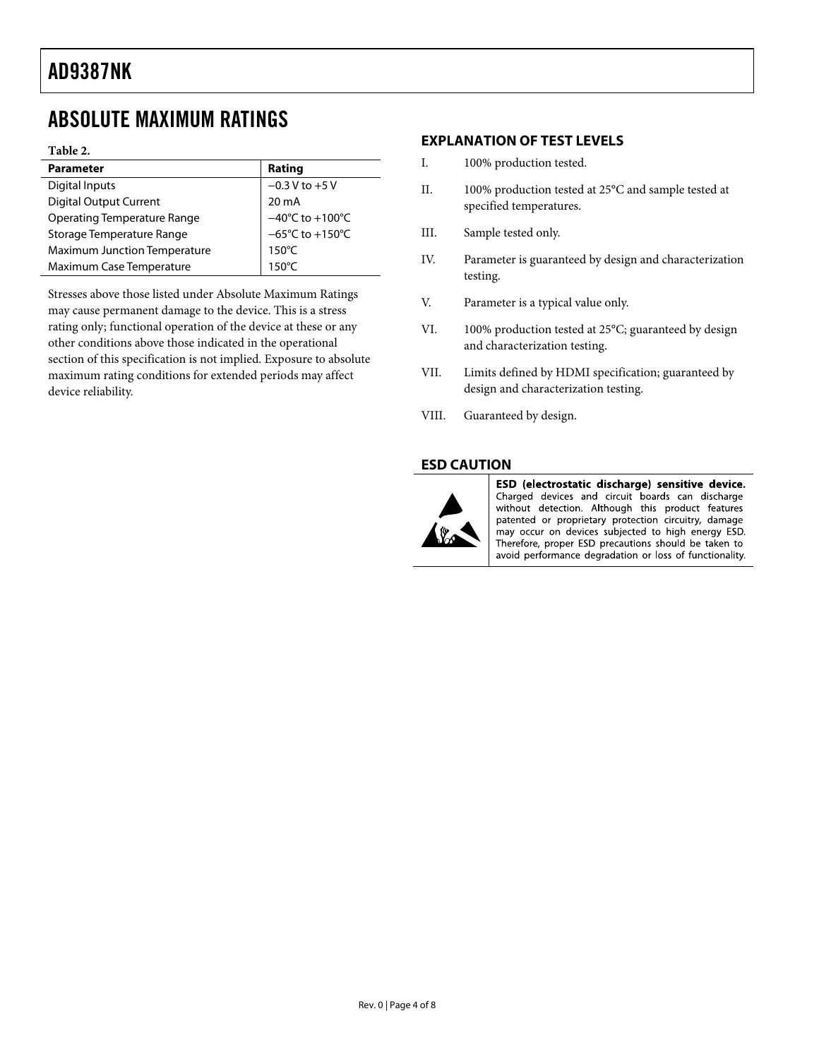## ABSOLUTE MAXIMUM RATINGS

**Table 2.**

| Parameter | Rating |
|---|---|
| Digital Inputs | −0.3 V to +5 V |
| Digital Output Current | 20 mA |
| Operating Temperature Range | −40°C to +100°C |
| Storage Temperature Range | −65°C to +150°C |
| Maximum Junction Temperature | 150°C |
| Maximum Case Temperature | 150°C |

Stresses above those listed under Absolute Maximum Ratings may cause permanent damage to the device. This is a stress rating only; functional operation of the device at these or any other conditions above those indicated in the operational section of this specification is not implied. Exposure to absolute maximum rating conditions for extended periods may affect device reliability.

### EXPLANATION OF TEST LEVELS

I. 100% production tested.

II. 100% production tested at 25°C and sample tested at specified temperatures.

III. Sample tested only.

IV. Parameter is guaranteed by design and characterization testing.

V. Parameter is a typical value only.

VI. 100% production tested at 25°C; guaranteed by design and characterization testing.

VII. Limits defined by HDMI specification; guaranteed by design and characterization testing.

VIII. Guaranteed by design.

### ESD CAUTION

**ESD (electrostatic discharge) sensitive device.** Charged devices and circuit boards can discharge without detection. Although this product features patented or proprietary protection circuitry, damage may occur on devices subjected to high energy ESD. Therefore, proper ESD precautions should be taken to avoid performance degradation or loss of functionality.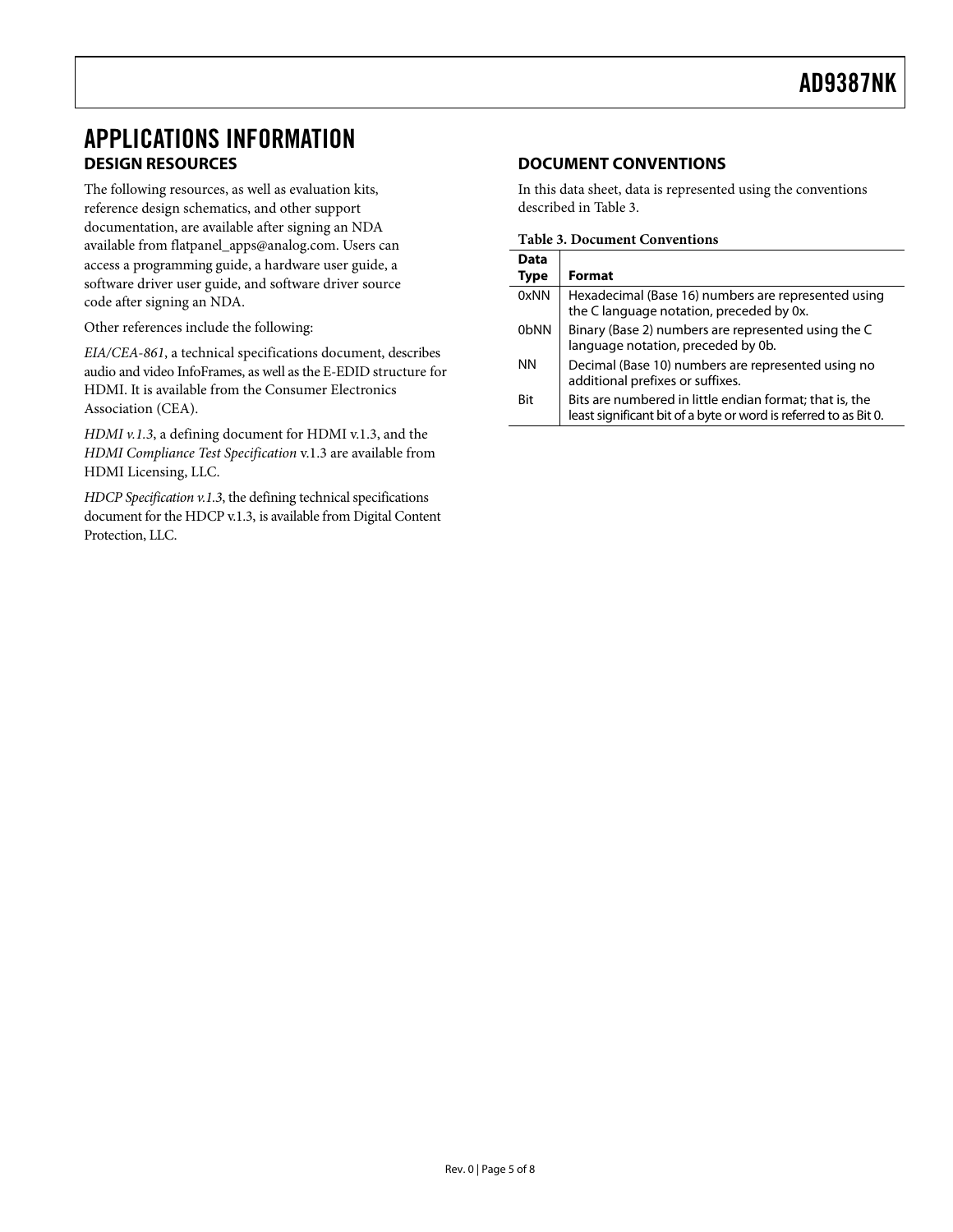# APPLICATIONS INFORMATION

## DESIGN RESOURCES

The following resources, as well as evaluation kits, reference design schematics, and other support documentation, are available after signing an NDA available from flatpanel_apps@analog.com. Users can access a programming guide, a hardware user guide, a software driver user guide, and software driver source code after signing an NDA.

Other references include the following:

*EIA/CEA-861*, a technical specifications document, describes audio and video InfoFrames, as well as the E-EDID structure for HDMI. It is available from the Consumer Electronics Association (CEA).

*HDMI v.1.3*, a defining document for HDMI v.1.3, and the *HDMI Compliance Test Specification* v.1.3 are available from HDMI Licensing, LLC.

*HDCP Specification v.1.3*, the defining technical specifications document for the HDCP v.1.3, is available from Digital Content Protection, LLC.

## DOCUMENT CONVENTIONS

In this data sheet, data is represented using the conventions described in Table 3.

**Table 3. Document Conventions**

| Data Type | Format |
|---|---|
| 0xNN | Hexadecimal (Base 16) numbers are represented using the C language notation, preceded by 0x. |
| 0bNN | Binary (Base 2) numbers are represented using the C language notation, preceded by 0b. |
| NN | Decimal (Base 10) numbers are represented using no additional prefixes or suffixes. |
| Bit | Bits are numbered in little endian format; that is, the least significant bit of a byte or word is referred to as Bit 0. |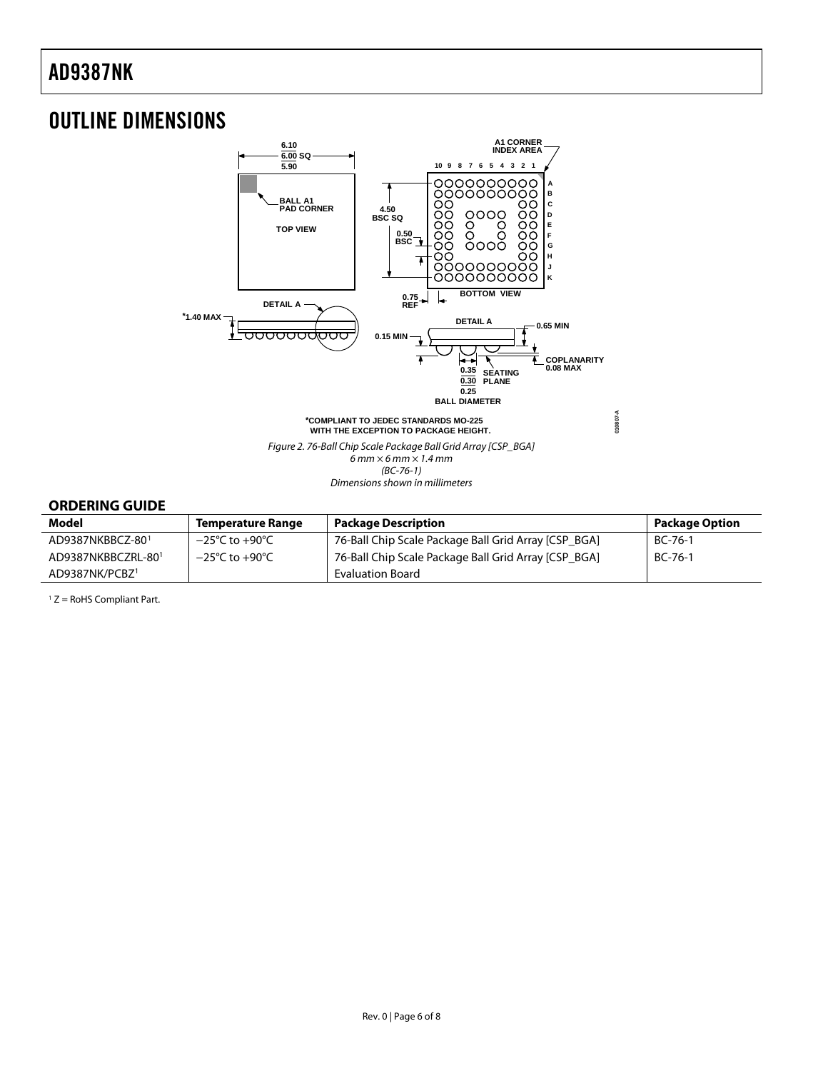## OUTLINE DIMENSIONS

Figure 2. 76-Ball Chip Scale Package Ball Grid Array [CSP_BGA]
6 mm × 6 mm × 1.4 mm
(BC-76-1)
Dimensions shown in millimeters

### ORDERING GUIDE

| Model | Temperature Range | Package Description | Package Option |
|---|---|---|---|
| AD9387NKBBCZ-80[1] | −25°C to +90°C | 76-Ball Chip Scale Package Ball Grid Array [CSP_BGA] | BC-76-1 |
| AD9387NKBBCZRL-80[1] | −25°C to +90°C | 76-Ball Chip Scale Package Ball Grid Array [CSP_BGA] | BC-76-1 |
| AD9387NK/PCBZ[1] | | Evaluation Board | |

[1] Z = RoHS Compliant Part.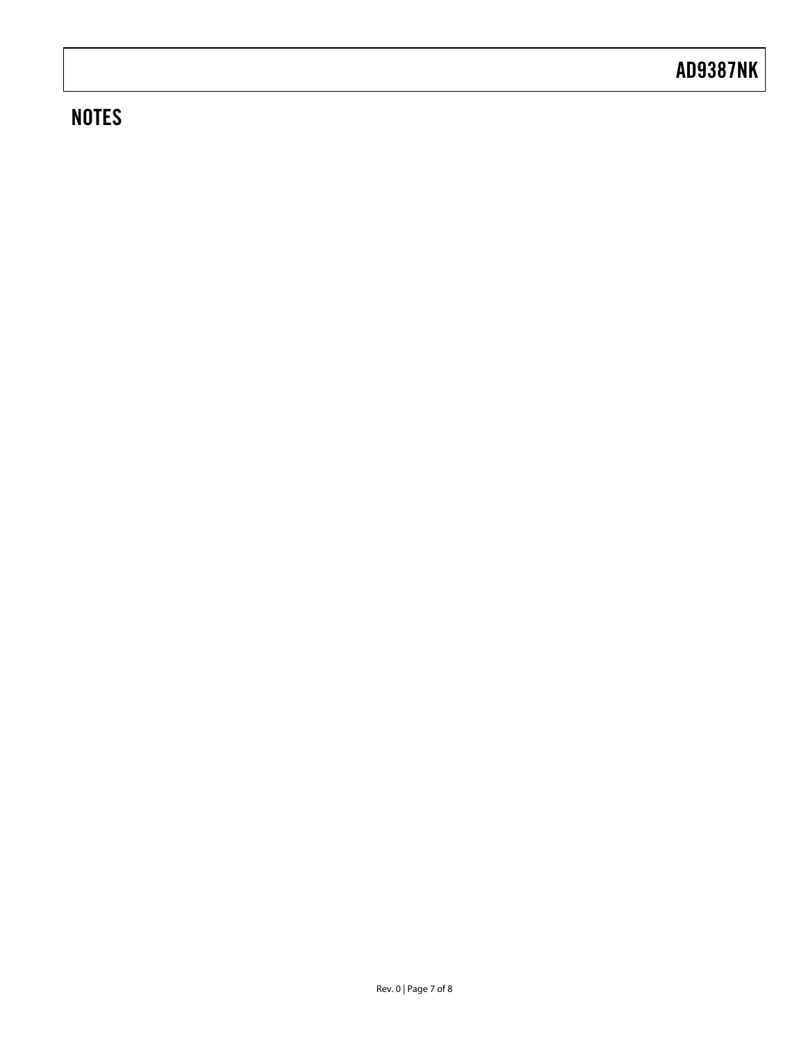## NOTES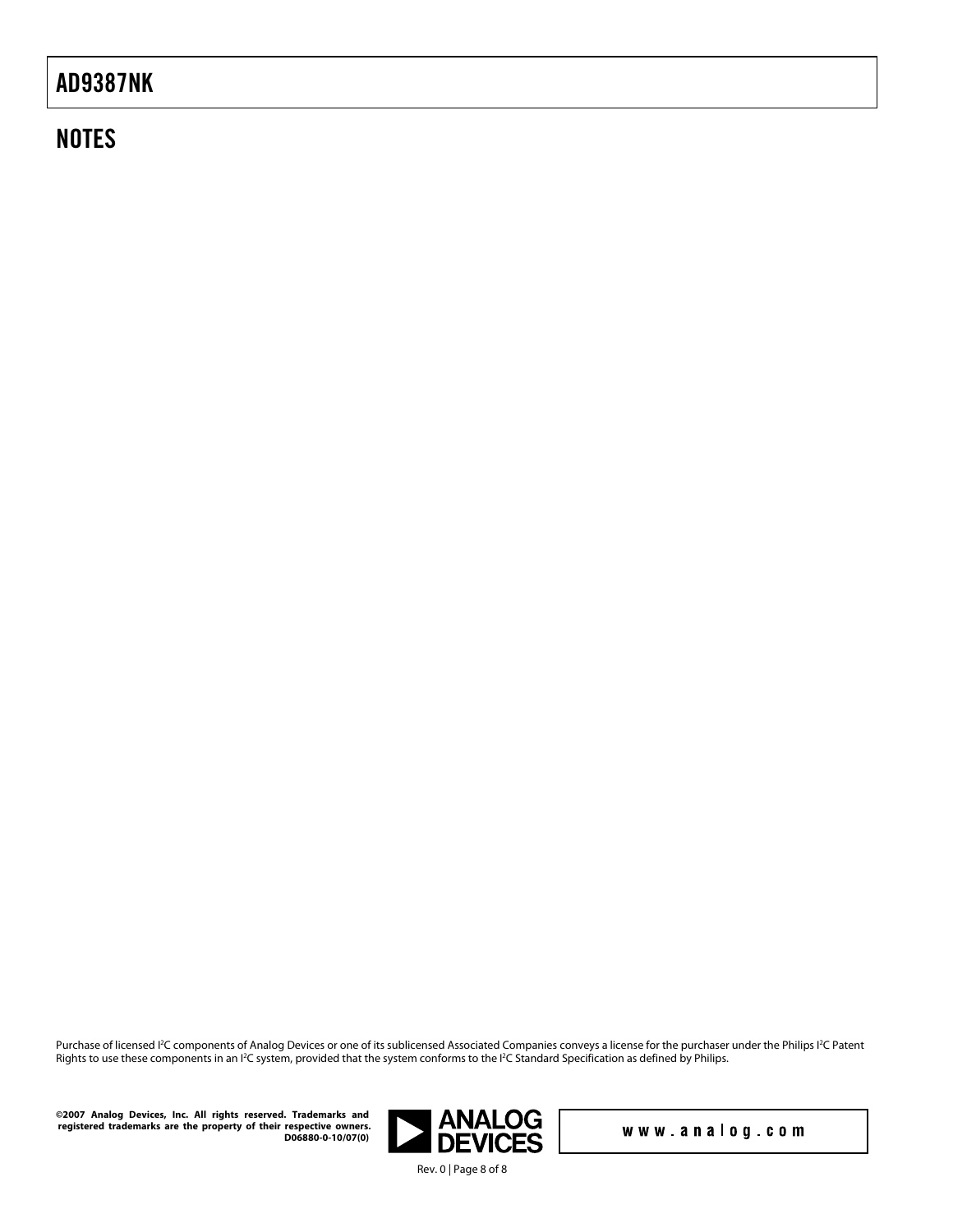## NOTES

Purchase of licensed I²C components of Analog Devices or one of its sublicensed Associated Companies conveys a license for the purchaser under the Philips I²C Patent Rights to use these components in an I²C system, provided that the system conforms to the I²C Standard Specification as defined by Philips.

**©2007 Analog Devices, Inc. All rights reserved. Trademarks and registered trademarks are the property of their respective owners. D06880-0-10/07(0)**

ANALOG DEVICES

www.analog.com